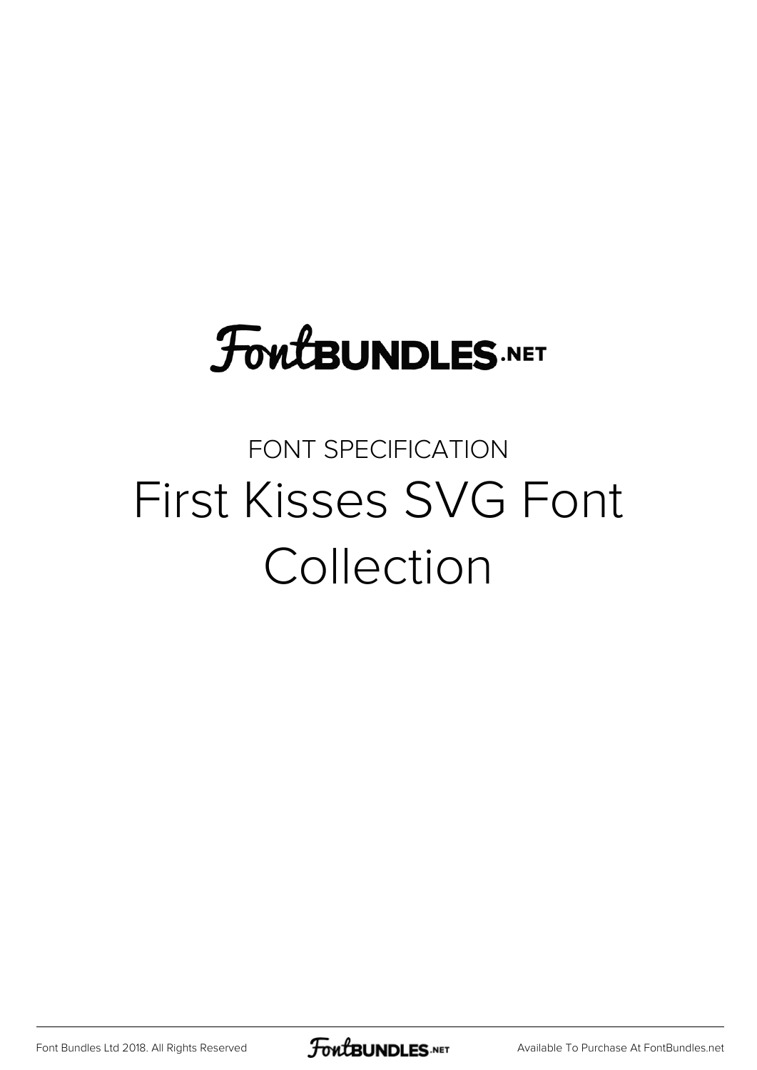FontBUNDLES.NET

FONT SPECIFICATION

# First Kisses SVG Font Collection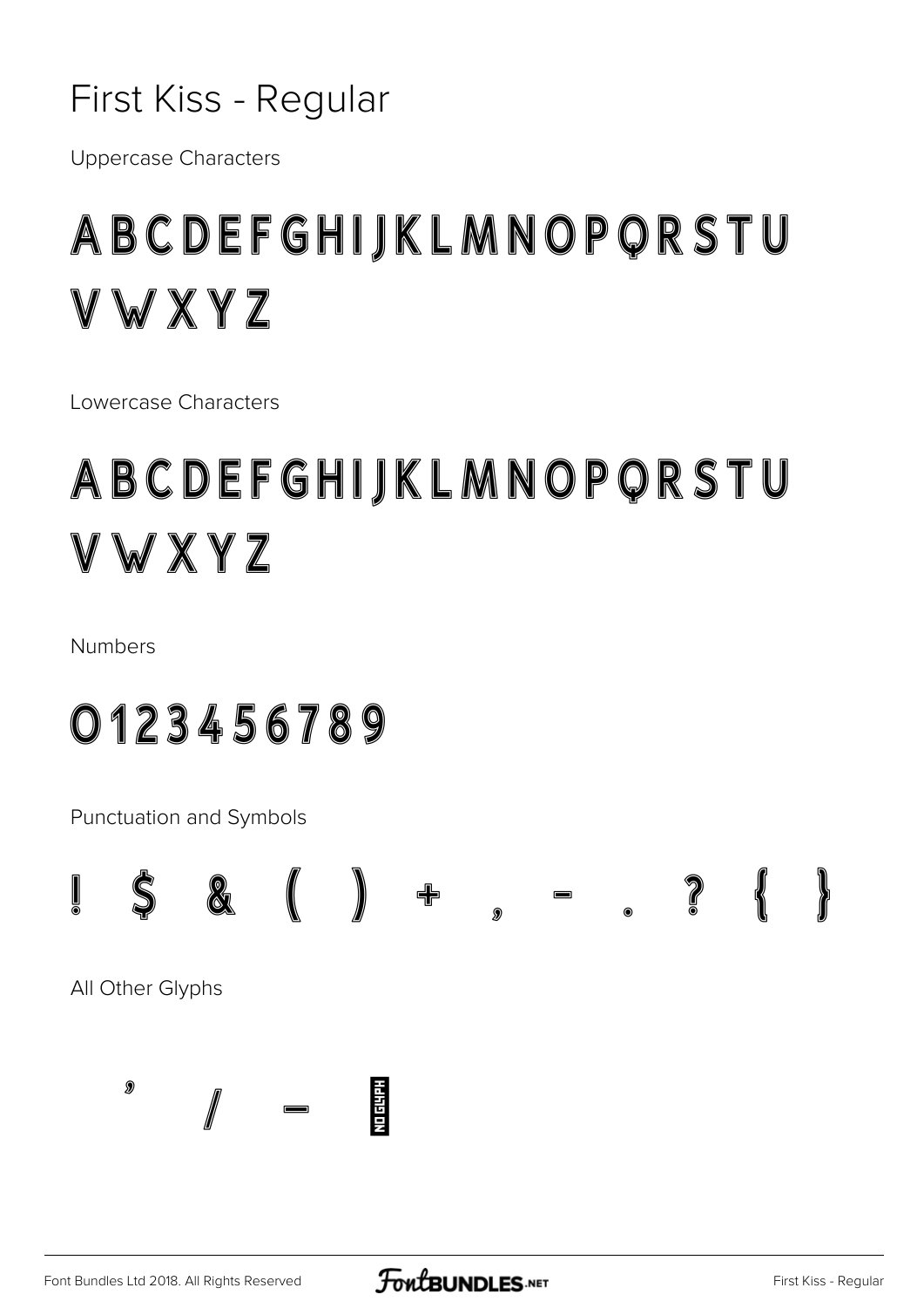# First Kiss - Regular

Uppercase Characters

A B C D E F G H I J K L M N O P Q R S T U V W X Y Z

Lowercase Characters

A B C D E F G H I J K L M N O P Q R S T U V W X Y Z

Numbers

0 1 2 3 4 5 6 7 8 9

Punctuation and Symbols

! $ & ( ) + , - . ? { }

All Other Glyphs

' / — NO GLYPH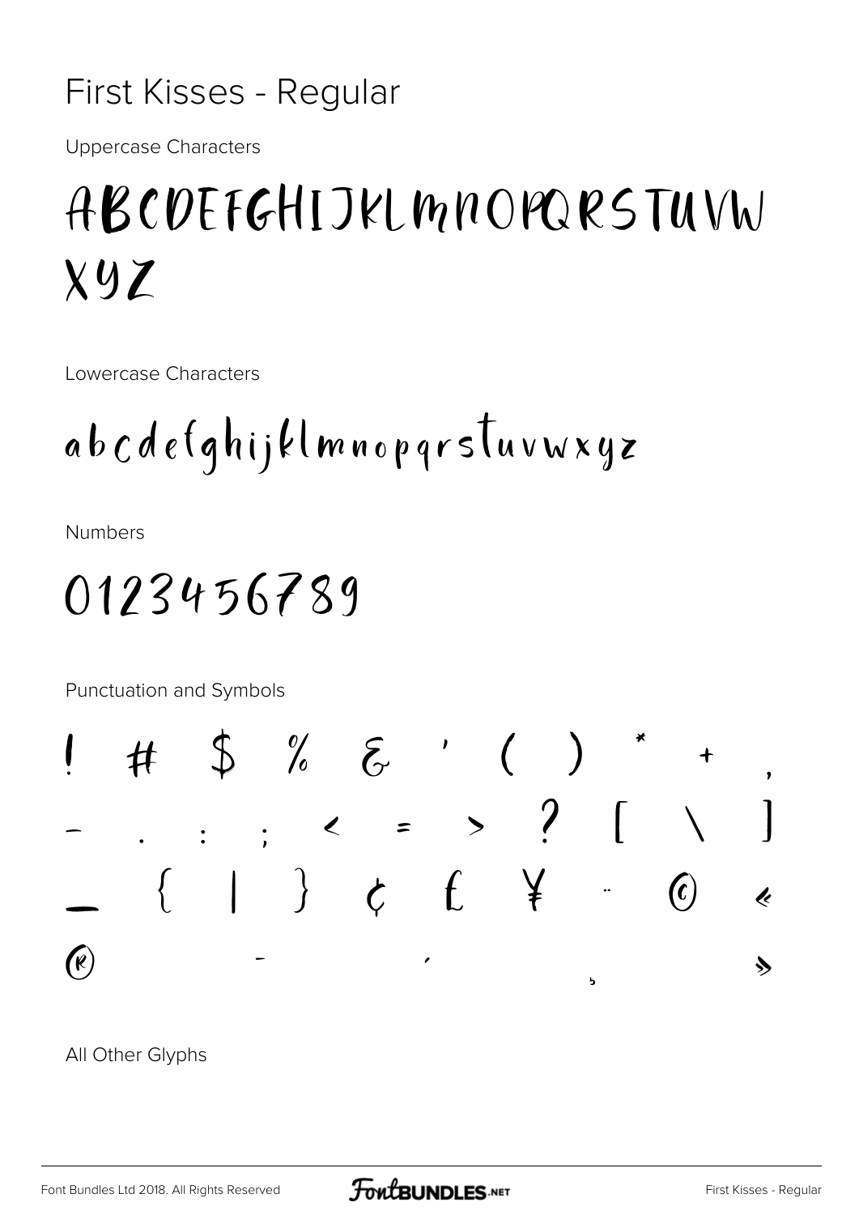# First Kisses - Regular

Uppercase Characters

ABCDEFGHIJKLMNOPQRSTUVW
XYZ

Lowercase Characters

abcdefghijklmnopqrstuvwxyz

Numbers

0123456789

Punctuation and Symbols

! # $ % & ' ( ) * + ,
- . : ; < = > ? [ \ ]
_ { | } ¢ £ ¥ ¨ © «
® ¯ ´ ¸ »

All Other Glyphs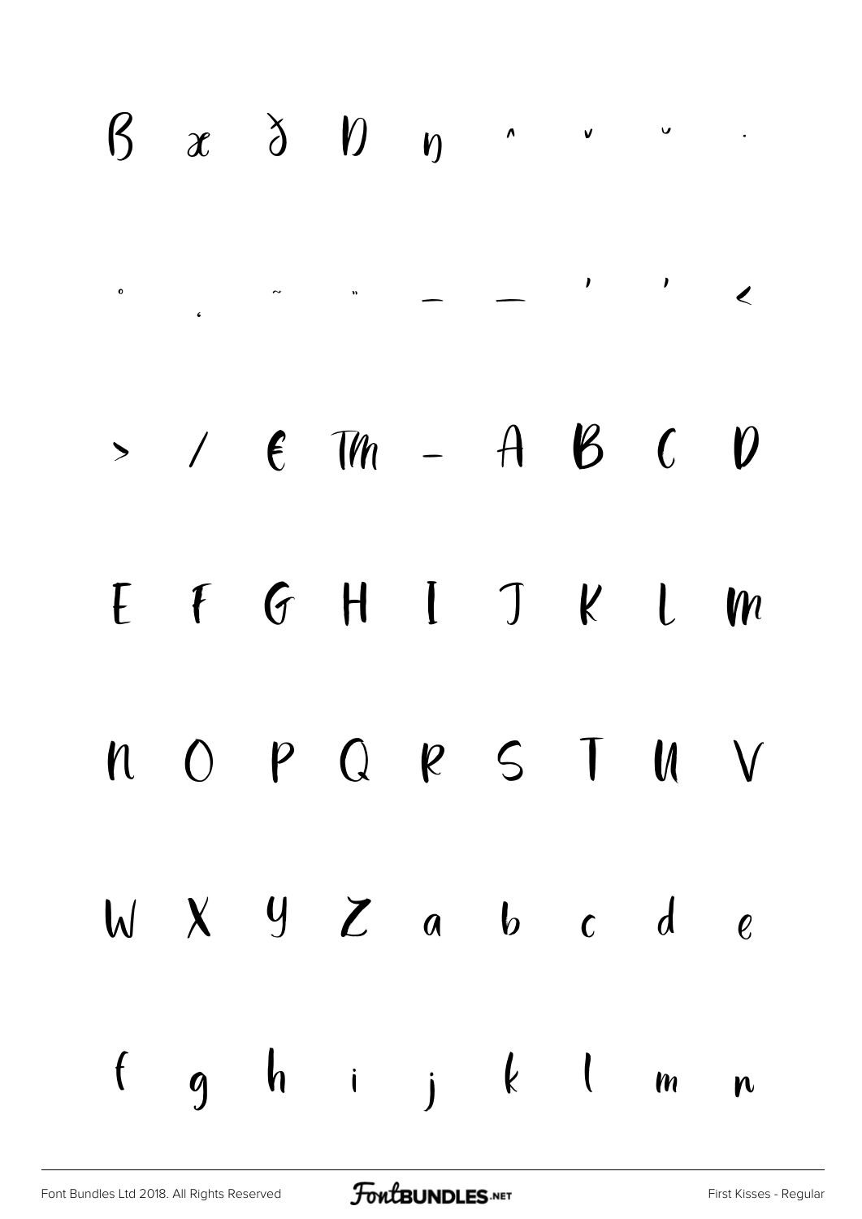ß æ ð Ð ŋ ˆ ˇ ˘ ˙

˚ ˛ ˜ ˝ – — ' ' ‹

› ⁄ € ™ − A B C D

E F G H I J K L M

N O P Q R S T U V

W X Y Z a b c d e

f g h i j k l m n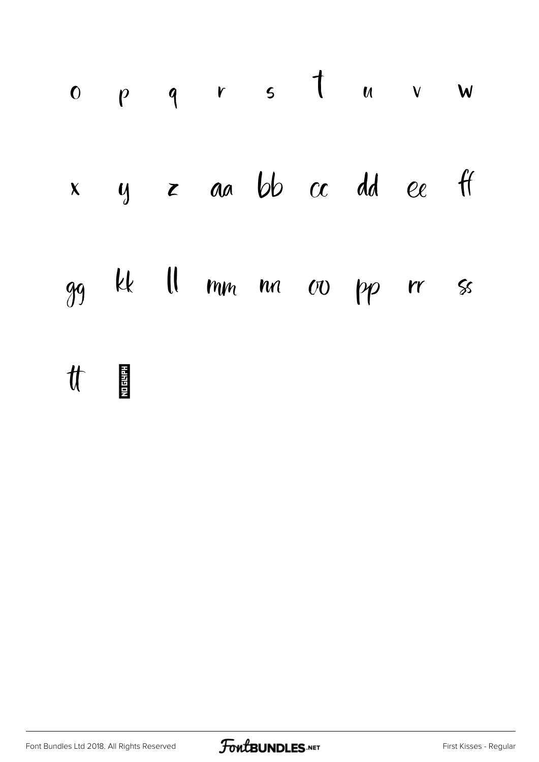o p q r s t u v w

x y z aa bb cc dd ee ff

gg kk ll mm nn oo pp rr ss

tt NO GLYPH